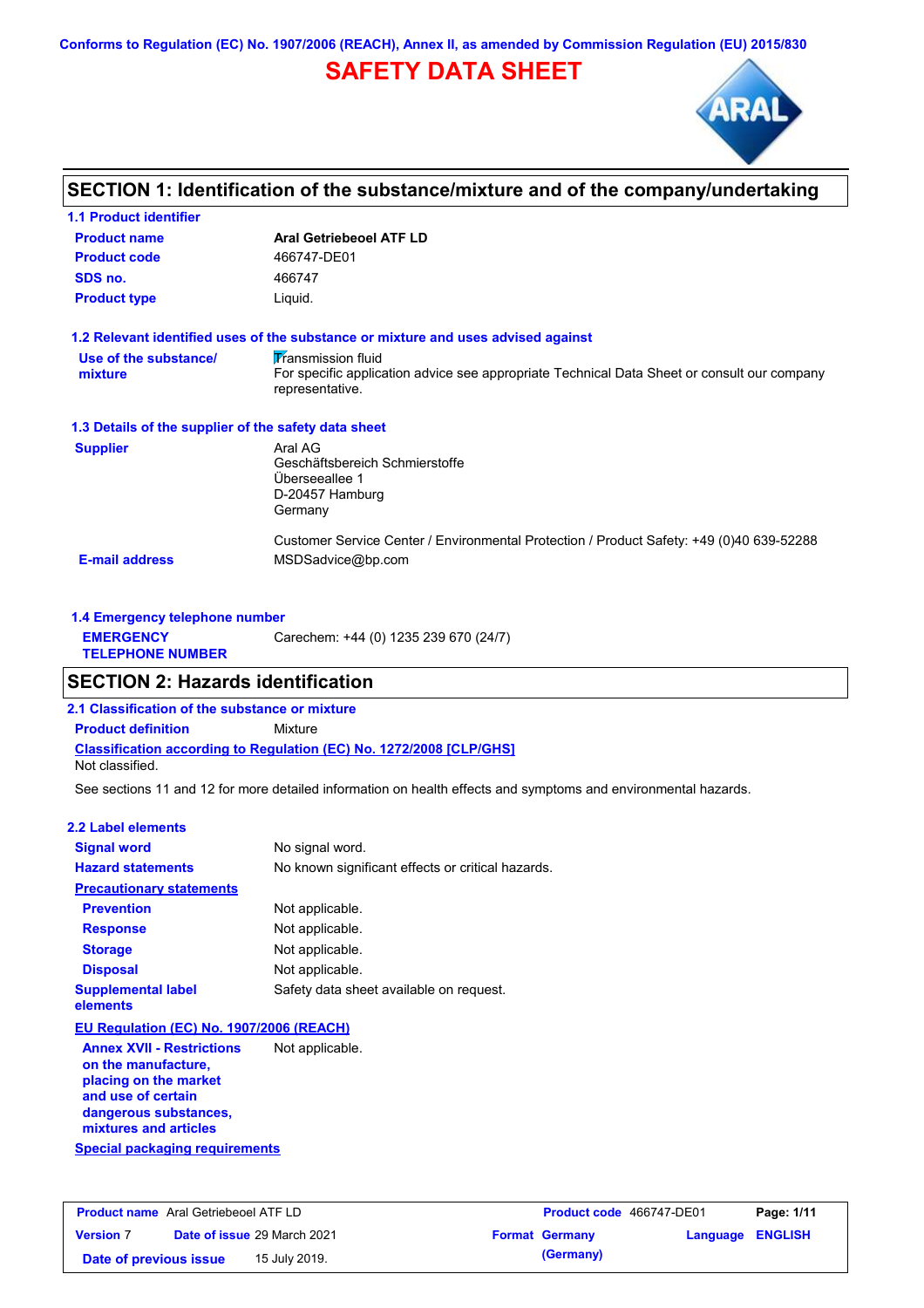Conforms to Regulation (EC) No. 1907/2006 (REACH), Annex II, as amended by Commission Regulation (EU) 2015/830

# SAFETY DATA SHEET

## SECTION 1: Identification of the substance/mixture and of the company/undertaking

### 1.1 Product identifier

| | |
|---|---|
| **Product name** | **Aral Getriebeoel ATF LD** |
| **Product code** | 466747-DE01 |
| **SDS no.** | 466747 |
| **Product type** | Liquid. |

### 1.2 Relevant identified uses of the substance or mixture and uses advised against

| | |
|---|---|
| **Use of the substance/ mixture** | Transmission fluid<br>For specific application advice see appropriate Technical Data Sheet or consult our company representative. |

### 1.3 Details of the supplier of the safety data sheet

| | |
|---|---|
| **Supplier** | Aral AG<br>Geschäftsbereich Schmierstoffe<br>Überseeallee 1<br>D-20457 Hamburg<br>Germany<br><br>Customer Service Center / Environmental Protection / Product Safety: +49 (0)40 639-52288 |
| **E-mail address** | MSDSadvice@bp.com |

### 1.4 Emergency telephone number

| | |
|---|---|
| **EMERGENCY TELEPHONE NUMBER** | Carechem: +44 (0) 1235 239 670 (24/7) |

## SECTION 2: Hazards identification

### 2.1 Classification of the substance or mixture

**Product definition** Mixture

**Classification according to Regulation (EC) No. 1272/2008 [CLP/GHS]**

Not classified.

See sections 11 and 12 for more detailed information on health effects and symptoms and environmental hazards.

### 2.2 Label elements

| | |
|---|---|
| **Signal word** | No signal word. |
| **Hazard statements** | No known significant effects or critical hazards. |
| **Precautionary statements** | |
| **Prevention** | Not applicable. |
| **Response** | Not applicable. |
| **Storage** | Not applicable. |
| **Disposal** | Not applicable. |
| **Supplemental label elements** | Safety data sheet available on request. |

**EU Regulation (EC) No. 1907/2006 (REACH)**

| | |
|---|---|
| **Annex XVII - Restrictions on the manufacture, placing on the market and use of certain dangerous substances, mixtures and articles** | Not applicable. |

**Special packaging requirements**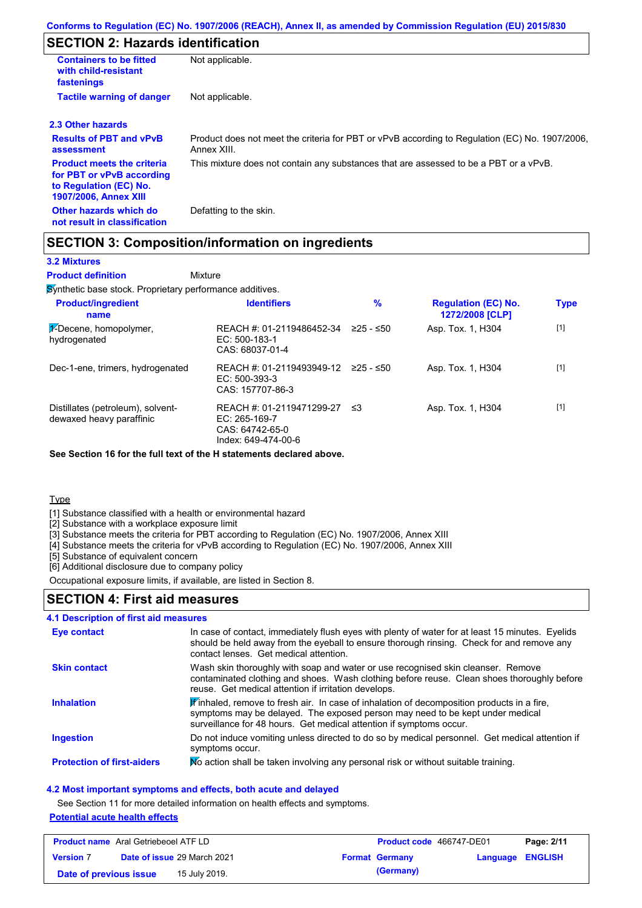## SECTION 2: Hazards identification

| | |
|---|---|
| **Containers to be fitted with child-resistant fastenings** | Not applicable. |
| **Tactile warning of danger** | Not applicable. |

### 2.3 Other hazards

| | |
|---|---|
| **Results of PBT and vPvB assessment** | Product does not meet the criteria for PBT or vPvB according to Regulation (EC) No. 1907/2006, Annex XIII. |
| **Product meets the criteria for PBT or vPvB according to Regulation (EC) No. 1907/2006, Annex XIII** | This mixture does not contain any substances that are assessed to be a PBT or a vPvB. |
| **Other hazards which do not result in classification** | Defatting to the skin. |

## SECTION 3: Composition/information on ingredients

### 3.2 Mixtures

**Product definition** Mixture

Synthetic base stock. Proprietary performance additives.

| Product/ingredient name | Identifiers | % | Regulation (EC) No. 1272/2008 [CLP] | Type |
|---|---|---|---|---|
| 1-Decene, homopolymer, hydrogenated | REACH #: 01-2119486452-34<br>EC: 500-183-1<br>CAS: 68037-01-4 | ≥25 - ≤50 | Asp. Tox. 1, H304 | [1] |
| Dec-1-ene, trimers, hydrogenated | REACH #: 01-2119493949-12<br>EC: 500-393-3<br>CAS: 157707-86-3 | ≥25 - ≤50 | Asp. Tox. 1, H304 | [1] |
| Distillates (petroleum), solvent-dewaxed heavy paraffinic | REACH #: 01-2119471299-27<br>EC: 265-169-7<br>CAS: 64742-65-0<br>Index: 649-474-00-6 | ≤3 | Asp. Tox. 1, H304 | [1] |

**See Section 16 for the full text of the H statements declared above.**

Type

[1] Substance classified with a health or environmental hazard
[2] Substance with a workplace exposure limit
[3] Substance meets the criteria for PBT according to Regulation (EC) No. 1907/2006, Annex XIII
[4] Substance meets the criteria for vPvB according to Regulation (EC) No. 1907/2006, Annex XIII
[5] Substance of equivalent concern
[6] Additional disclosure due to company policy

Occupational exposure limits, if available, are listed in Section 8.

## SECTION 4: First aid measures

### 4.1 Description of first aid measures

| | |
|---|---|
| **Eye contact** | In case of contact, immediately flush eyes with plenty of water for at least 15 minutes. Eyelids should be held away from the eyeball to ensure thorough rinsing. Check for and remove any contact lenses. Get medical attention. |
| **Skin contact** | Wash skin thoroughly with soap and water or use recognised skin cleanser. Remove contaminated clothing and shoes. Wash clothing before reuse. Clean shoes thoroughly before reuse. Get medical attention if irritation develops. |
| **Inhalation** | If inhaled, remove to fresh air. In case of inhalation of decomposition products in a fire, symptoms may be delayed. The exposed person may need to be kept under medical surveillance for 48 hours. Get medical attention if symptoms occur. |
| **Ingestion** | Do not induce vomiting unless directed to do so by medical personnel. Get medical attention if symptoms occur. |
| **Protection of first-aiders** | No action shall be taken involving any personal risk or without suitable training. |

### 4.2 Most important symptoms and effects, both acute and delayed

See Section 11 for more detailed information on health effects and symptoms.

**Potential acute health effects**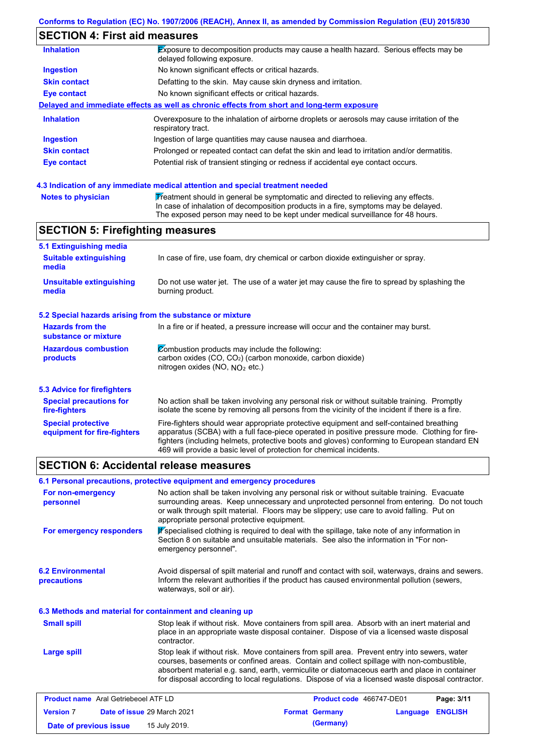## SECTION 4: First aid measures

| | |
|---|---|
| **Inhalation** | Exposure to decomposition products may cause a health hazard. Serious effects may be delayed following exposure. |
| **Ingestion** | No known significant effects or critical hazards. |
| **Skin contact** | Defatting to the skin. May cause skin dryness and irritation. |
| **Eye contact** | No known significant effects or critical hazards. |

**Delayed and immediate effects as well as chronic effects from short and long-term exposure**

| | |
|---|---|
| **Inhalation** | Overexposure to the inhalation of airborne droplets or aerosols may cause irritation of the respiratory tract. |
| **Ingestion** | Ingestion of large quantities may cause nausea and diarrhoea. |
| **Skin contact** | Prolonged or repeated contact can defat the skin and lead to irritation and/or dermatitis. |
| **Eye contact** | Potential risk of transient stinging or redness if accidental eye contact occurs. |

### 4.3 Indication of any immediate medical attention and special treatment needed

| | |
|---|---|
| **Notes to physician** | Treatment should in general be symptomatic and directed to relieving any effects. In case of inhalation of decomposition products in a fire, symptoms may be delayed. The exposed person may need to be kept under medical surveillance for 48 hours. |

## SECTION 5: Firefighting measures

### 5.1 Extinguishing media

| | |
|---|---|
| **Suitable extinguishing media** | In case of fire, use foam, dry chemical or carbon dioxide extinguisher or spray. |
| **Unsuitable extinguishing media** | Do not use water jet. The use of a water jet may cause the fire to spread by splashing the burning product. |

### 5.2 Special hazards arising from the substance or mixture

| | |
|---|---|
| **Hazards from the substance or mixture** | In a fire or if heated, a pressure increase will occur and the container may burst. |
| **Hazardous combustion products** | Combustion products may include the following: carbon oxides (CO, $CO_2$) (carbon monoxide, carbon dioxide) nitrogen oxides (NO, $NO_2$ etc.) |

### 5.3 Advice for firefighters

| | |
|---|---|
| **Special precautions for fire-fighters** | No action shall be taken involving any personal risk or without suitable training. Promptly isolate the scene by removing all persons from the vicinity of the incident if there is a fire. |
| **Special protective equipment for fire-fighters** | Fire-fighters should wear appropriate protective equipment and self-contained breathing apparatus (SCBA) with a full face-piece operated in positive pressure mode. Clothing for fire-fighters (including helmets, protective boots and gloves) conforming to European standard EN 469 will provide a basic level of protection for chemical incidents. |

## SECTION 6: Accidental release measures

### 6.1 Personal precautions, protective equipment and emergency procedures

| | |
|---|---|
| **For non-emergency personnel** | No action shall be taken involving any personal risk or without suitable training. Evacuate surrounding areas. Keep unnecessary and unprotected personnel from entering. Do not touch or walk through spilt material. Floors may be slippery; use care to avoid falling. Put on appropriate personal protective equipment. |
| **For emergency responders** | If specialised clothing is required to deal with the spillage, take note of any information in Section 8 on suitable and unsuitable materials. See also the information in "For non-emergency personnel". |

| | |
|---|---|
| **6.2 Environmental precautions** | Avoid dispersal of spilt material and runoff and contact with soil, waterways, drains and sewers. Inform the relevant authorities if the product has caused environmental pollution (sewers, waterways, soil or air). |

### 6.3 Methods and material for containment and cleaning up

| | |
|---|---|
| **Small spill** | Stop leak if without risk. Move containers from spill area. Absorb with an inert material and place in an appropriate waste disposal container. Dispose of via a licensed waste disposal contractor. |
| **Large spill** | Stop leak if without risk. Move containers from spill area. Prevent entry into sewers, water courses, basements or confined areas. Contain and collect spillage with non-combustible, absorbent material e.g. sand, earth, vermiculite or diatomaceous earth and place in container for disposal according to local regulations. Dispose of via a licensed waste disposal contractor. |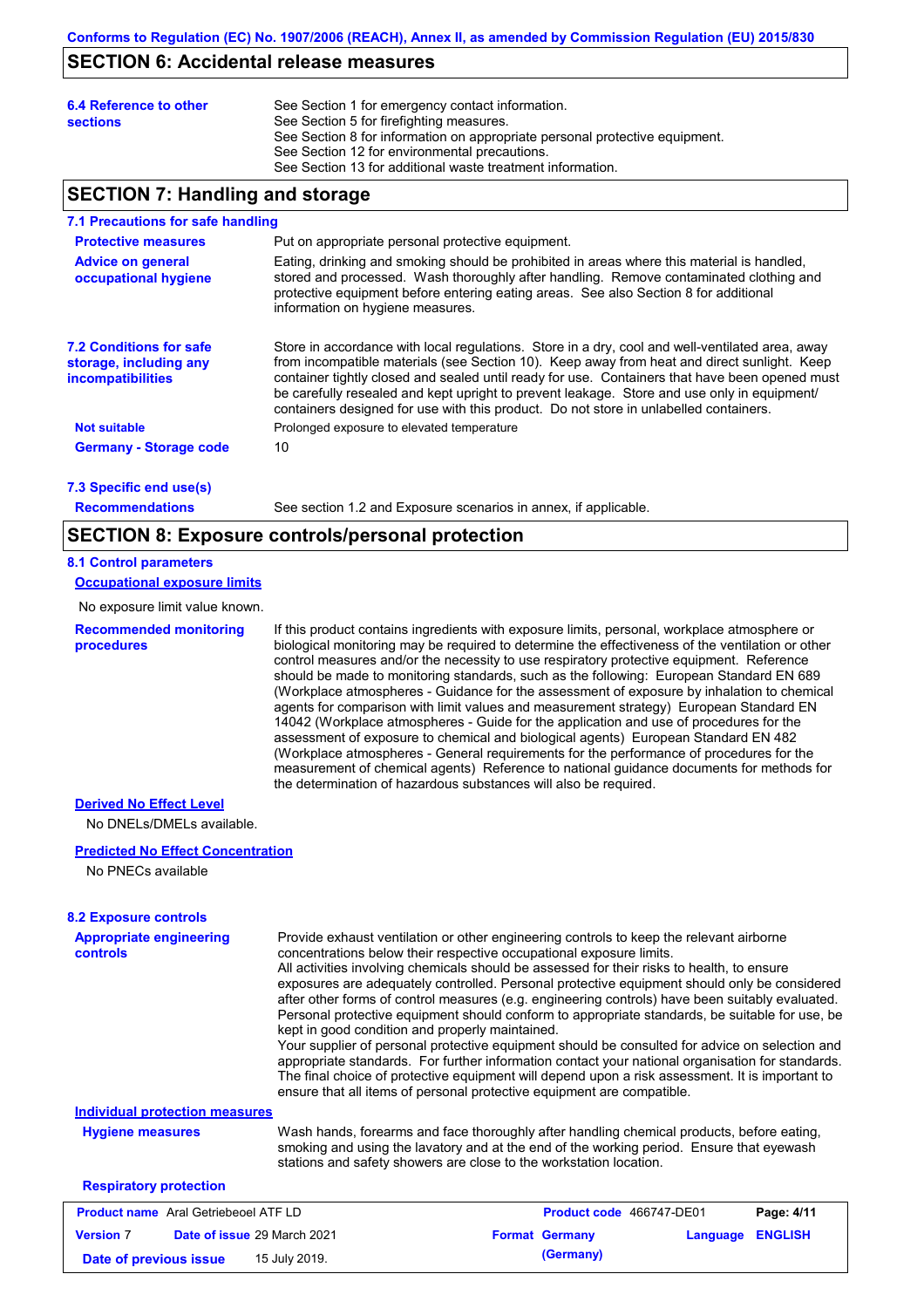## SECTION 6: Accidental release measures

**6.4 Reference to other sections**

See Section 1 for emergency contact information.
See Section 5 for firefighting measures.
See Section 8 for information on appropriate personal protective equipment.
See Section 12 for environmental precautions.
See Section 13 for additional waste treatment information.

## SECTION 7: Handling and storage

### 7.1 Precautions for safe handling

**Protective measures**

Put on appropriate personal protective equipment.

**Advice on general occupational hygiene**

Eating, drinking and smoking should be prohibited in areas where this material is handled, stored and processed. Wash thoroughly after handling. Remove contaminated clothing and protective equipment before entering eating areas. See also Section 8 for additional information on hygiene measures.

### 7.2 Conditions for safe storage, including any incompatibilities

Store in accordance with local regulations. Store in a dry, cool and well-ventilated area, away from incompatible materials (see Section 10). Keep away from heat and direct sunlight. Keep container tightly closed and sealed until ready for use. Containers that have been opened must be carefully resealed and kept upright to prevent leakage. Store and use only in equipment/ containers designed for use with this product. Do not store in unlabelled containers.

**Not suitable**

Prolonged exposure to elevated temperature

**Germany - Storage code**

10

### 7.3 Specific end use(s)

**Recommendations**

See section 1.2 and Exposure scenarios in annex, if applicable.

## SECTION 8: Exposure controls/personal protection

### 8.1 Control parameters

**Occupational exposure limits**

No exposure limit value known.

**Recommended monitoring procedures**

If this product contains ingredients with exposure limits, personal, workplace atmosphere or biological monitoring may be required to determine the effectiveness of the ventilation or other control measures and/or the necessity to use respiratory protective equipment. Reference should be made to monitoring standards, such as the following: European Standard EN 689 (Workplace atmospheres - Guidance for the assessment of exposure by inhalation to chemical agents for comparison with limit values and measurement strategy) European Standard EN 14042 (Workplace atmospheres - Guide for the application and use of procedures for the assessment of exposure to chemical and biological agents) European Standard EN 482 (Workplace atmospheres - General requirements for the performance of procedures for the measurement of chemical agents) Reference to national guidance documents for methods for the determination of hazardous substances will also be required.

**Derived No Effect Level**

No DNELs/DMELs available.

**Predicted No Effect Concentration**

No PNECs available

### 8.2 Exposure controls

**Appropriate engineering controls**

Provide exhaust ventilation or other engineering controls to keep the relevant airborne concentrations below their respective occupational exposure limits.
All activities involving chemicals should be assessed for their risks to health, to ensure exposures are adequately controlled. Personal protective equipment should only be considered after other forms of control measures (e.g. engineering controls) have been suitably evaluated. Personal protective equipment should conform to appropriate standards, be suitable for use, be kept in good condition and properly maintained.
Your supplier of personal protective equipment should be consulted for advice on selection and appropriate standards. For further information contact your national organisation for standards. The final choice of protective equipment will depend upon a risk assessment. It is important to ensure that all items of personal protective equipment are compatible.

**Individual protection measures**

**Hygiene measures**

Wash hands, forearms and face thoroughly after handling chemical products, before eating, smoking and using the lavatory and at the end of the working period. Ensure that eyewash stations and safety showers are close to the workstation location.

**Respiratory protection**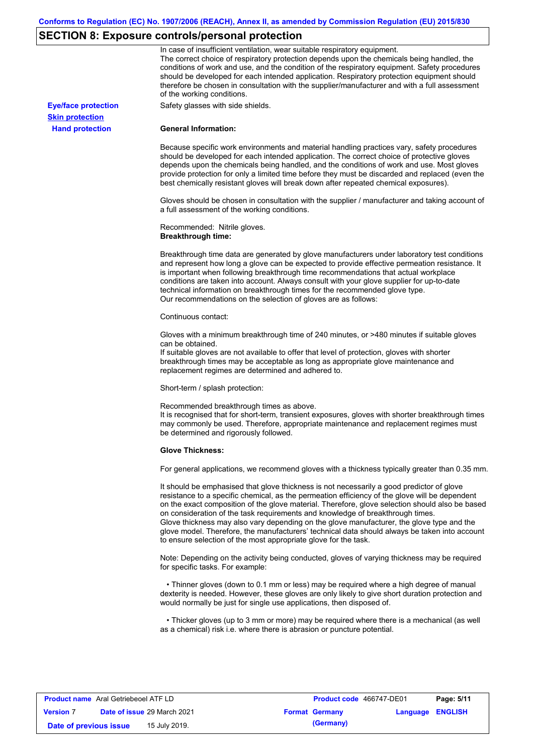## SECTION 8: Exposure controls/personal protection

In case of insufficient ventilation, wear suitable respiratory equipment.
The correct choice of respiratory protection depends upon the chemicals being handled, the conditions of work and use, and the condition of the respiratory equipment. Safety procedures should be developed for each intended application. Respiratory protection equipment should therefore be chosen in consultation with the supplier/manufacturer and with a full assessment of the working conditions.

**Eye/face protection** Safety glasses with side shields.

**Skin protection**

**Hand protection**

**General Information:**

Because specific work environments and material handling practices vary, safety procedures should be developed for each intended application. The correct choice of protective gloves depends upon the chemicals being handled, and the conditions of work and use. Most gloves provide protection for only a limited time before they must be discarded and replaced (even the best chemically resistant gloves will break down after repeated chemical exposures).

Gloves should be chosen in consultation with the supplier / manufacturer and taking account of a full assessment of the working conditions.

Recommended: Nitrile gloves.
**Breakthrough time:**

Breakthrough time data are generated by glove manufacturers under laboratory test conditions and represent how long a glove can be expected to provide effective permeation resistance. It is important when following breakthrough time recommendations that actual workplace conditions are taken into account. Always consult with your glove supplier for up-to-date technical information on breakthrough times for the recommended glove type.
Our recommendations on the selection of gloves are as follows:

Continuous contact:

Gloves with a minimum breakthrough time of 240 minutes, or >480 minutes if suitable gloves can be obtained.
If suitable gloves are not available to offer that level of protection, gloves with shorter breakthrough times may be acceptable as long as appropriate glove maintenance and replacement regimes are determined and adhered to.

Short-term / splash protection:

Recommended breakthrough times as above.
It is recognised that for short-term, transient exposures, gloves with shorter breakthrough times may commonly be used. Therefore, appropriate maintenance and replacement regimes must be determined and rigorously followed.

**Glove Thickness:**

For general applications, we recommend gloves with a thickness typically greater than 0.35 mm.

It should be emphasised that glove thickness is not necessarily a good predictor of glove resistance to a specific chemical, as the permeation efficiency of the glove will be dependent on the exact composition of the glove material. Therefore, glove selection should also be based on consideration of the task requirements and knowledge of breakthrough times.
Glove thickness may also vary depending on the glove manufacturer, the glove type and the glove model. Therefore, the manufacturers' technical data should always be taken into account to ensure selection of the most appropriate glove for the task.

Note: Depending on the activity being conducted, gloves of varying thickness may be required for specific tasks. For example:

- Thinner gloves (down to 0.1 mm or less) may be required where a high degree of manual dexterity is needed. However, these gloves are only likely to give short duration protection and would normally be just for single use applications, then disposed of.

- Thicker gloves (up to 3 mm or more) may be required where there is a mechanical (as well as a chemical) risk i.e. where there is abrasion or puncture potential.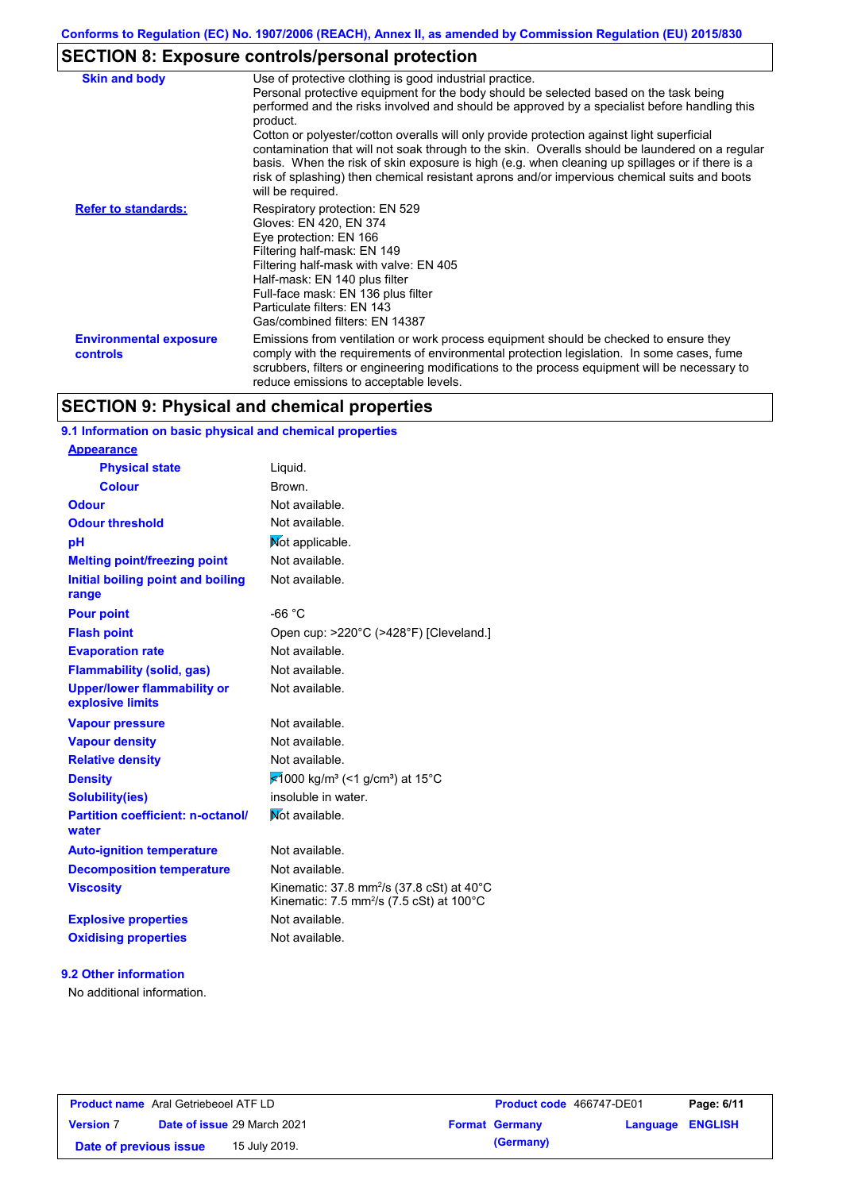## SECTION 8: Exposure controls/personal protection

| | |
|---|---|
| **Skin and body** | Use of protective clothing is good industrial practice. Personal protective equipment for the body should be selected based on the task being performed and the risks involved and should be approved by a specialist before handling this product. Cotton or polyester/cotton overalls will only provide protection against light superficial contamination that will not soak through to the skin. Overalls should be laundered on a regular basis. When the risk of skin exposure is high (e.g. when cleaning up spillages or if there is a risk of splashing) then chemical resistant aprons and/or impervious chemical suits and boots will be required. |
| **Refer to standards:** | Respiratory protection: EN 529<br>Gloves: EN 420, EN 374<br>Eye protection: EN 166<br>Filtering half-mask: EN 149<br>Filtering half-mask with valve: EN 405<br>Half-mask: EN 140 plus filter<br>Full-face mask: EN 136 plus filter<br>Particulate filters: EN 143<br>Gas/combined filters: EN 14387 |
| **Environmental exposure controls** | Emissions from ventilation or work process equipment should be checked to ensure they comply with the requirements of environmental protection legislation. In some cases, fume scrubbers, filters or engineering modifications to the process equipment will be necessary to reduce emissions to acceptable levels. |

## SECTION 9: Physical and chemical properties

### 9.1 Information on basic physical and chemical properties

| | |
|---|---|
| **Appearance** | |
| **Physical state** | Liquid. |
| **Colour** | Brown. |
| **Odour** | Not available. |
| **Odour threshold** | Not available. |
| **pH** | Not applicable. |
| **Melting point/freezing point** | Not available. |
| **Initial boiling point and boiling range** | Not available. |
| **Pour point** | -66 °C |
| **Flash point** | Open cup: >220°C (>428°F) [Cleveland.] |
| **Evaporation rate** | Not available. |
| **Flammability (solid, gas)** | Not available. |
| **Upper/lower flammability or explosive limits** | Not available. |
| **Vapour pressure** | Not available. |
| **Vapour density** | Not available. |
| **Relative density** | Not available. |
| **Density** | <1000 kg/m³ (<1 g/cm³) at 15°C |
| **Solubility(ies)** | insoluble in water. |
| **Partition coefficient: n-octanol/water** | Not available. |
| **Auto-ignition temperature** | Not available. |
| **Decomposition temperature** | Not available. |
| **Viscosity** | Kinematic: 37.8 $mm^2/s$ (37.8 cSt) at 40°C<br>Kinematic: 7.5 $mm^2/s$ (7.5 cSt) at 100°C |
| **Explosive properties** | Not available. |
| **Oxidising properties** | Not available. |

### 9.2 Other information

No additional information.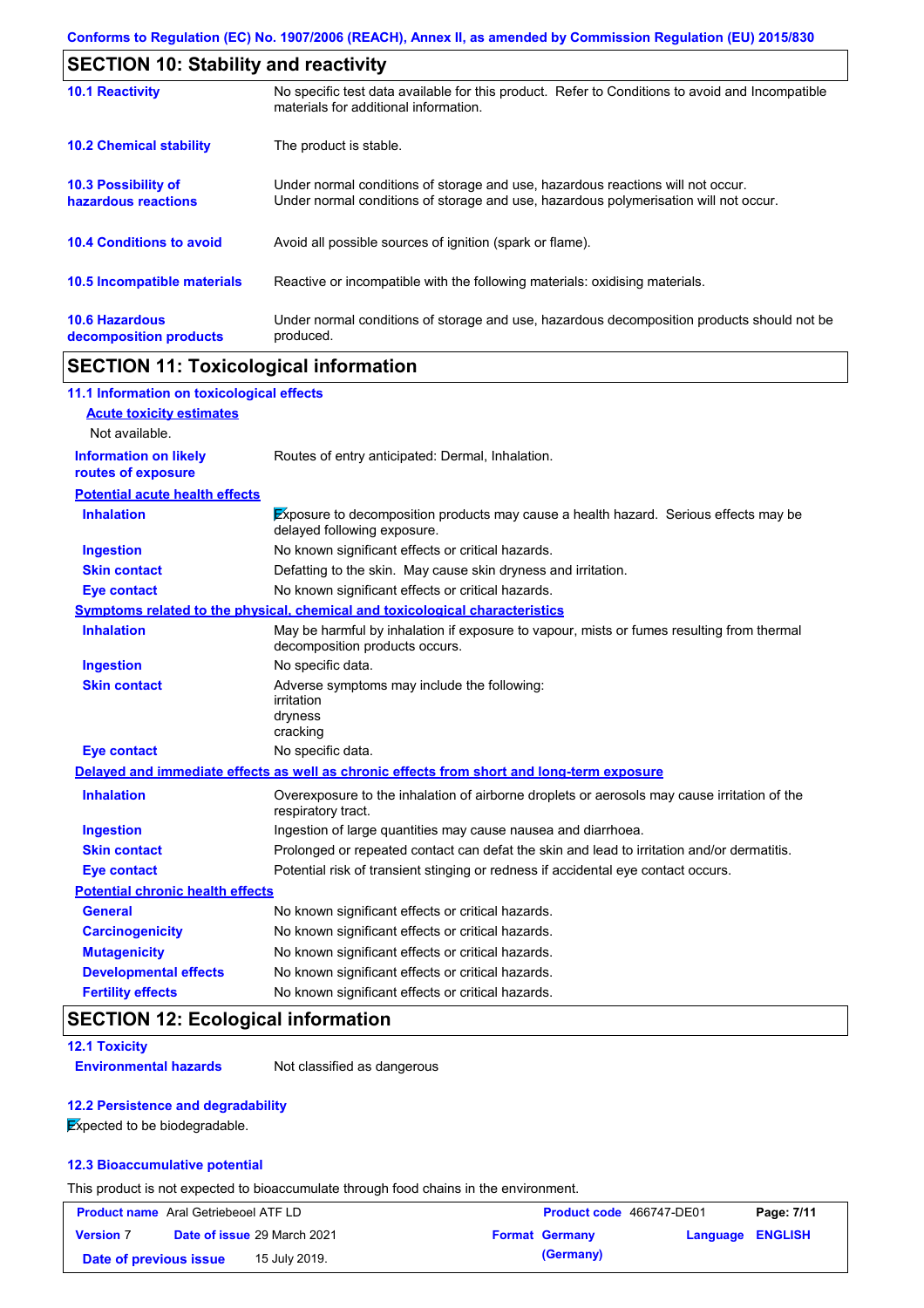## SECTION 10: Stability and reactivity

| | |
|---|---|
| **10.1 Reactivity** | No specific test data available for this product. Refer to Conditions to avoid and Incompatible materials for additional information. |
| **10.2 Chemical stability** | The product is stable. |
| **10.3 Possibility of hazardous reactions** | Under normal conditions of storage and use, hazardous reactions will not occur. Under normal conditions of storage and use, hazardous polymerisation will not occur. |
| **10.4 Conditions to avoid** | Avoid all possible sources of ignition (spark or flame). |
| **10.5 Incompatible materials** | Reactive or incompatible with the following materials: oxidising materials. |
| **10.6 Hazardous decomposition products** | Under normal conditions of storage and use, hazardous decomposition products should not be produced. |

## SECTION 11: Toxicological information

### 11.1 Information on toxicological effects

**Acute toxicity estimates**

Not available.

| | |
|---|---|
| **Information on likely routes of exposure** | Routes of entry anticipated: Dermal, Inhalation. |

**Potential acute health effects**

| | |
|---|---|
| **Inhalation** | Exposure to decomposition products may cause a health hazard. Serious effects may be delayed following exposure. |
| **Ingestion** | No known significant effects or critical hazards. |
| **Skin contact** | Defatting to the skin. May cause skin dryness and irritation. |
| **Eye contact** | No known significant effects or critical hazards. |

**Symptoms related to the physical, chemical and toxicological characteristics**

| | |
|---|---|
| **Inhalation** | May be harmful by inhalation if exposure to vapour, mists or fumes resulting from thermal decomposition products occurs. |
| **Ingestion** | No specific data. |
| **Skin contact** | Adverse symptoms may include the following:<br>irritation<br>dryness<br>cracking |
| **Eye contact** | No specific data. |

**Delayed and immediate effects as well as chronic effects from short and long-term exposure**

| | |
|---|---|
| **Inhalation** | Overexposure to the inhalation of airborne droplets or aerosols may cause irritation of the respiratory tract. |
| **Ingestion** | Ingestion of large quantities may cause nausea and diarrhoea. |
| **Skin contact** | Prolonged or repeated contact can defat the skin and lead to irritation and/or dermatitis. |
| **Eye contact** | Potential risk of transient stinging or redness if accidental eye contact occurs. |

**Potential chronic health effects**

| | |
|---|---|
| **General** | No known significant effects or critical hazards. |
| **Carcinogenicity** | No known significant effects or critical hazards. |
| **Mutagenicity** | No known significant effects or critical hazards. |
| **Developmental effects** | No known significant effects or critical hazards. |
| **Fertility effects** | No known significant effects or critical hazards. |

## SECTION 12: Ecological information

### 12.1 Toxicity

| | |
|---|---|
| **Environmental hazards** | Not classified as dangerous |

### 12.2 Persistence and degradability

Expected to be biodegradable.

### 12.3 Bioaccumulative potential

This product is not expected to bioaccumulate through food chains in the environment.

| | | | |
|---|---|---|---|
| **Product name** Aral Getriebeoel ATF LD | | **Product code** 466747-DE01 | |
| **Version** 7 | **Date of issue** 29 March 2021 | **Format** Germany (Germany) | **Language** ENGLISH |
| **Date of previous issue** | 15 July 2019. | | |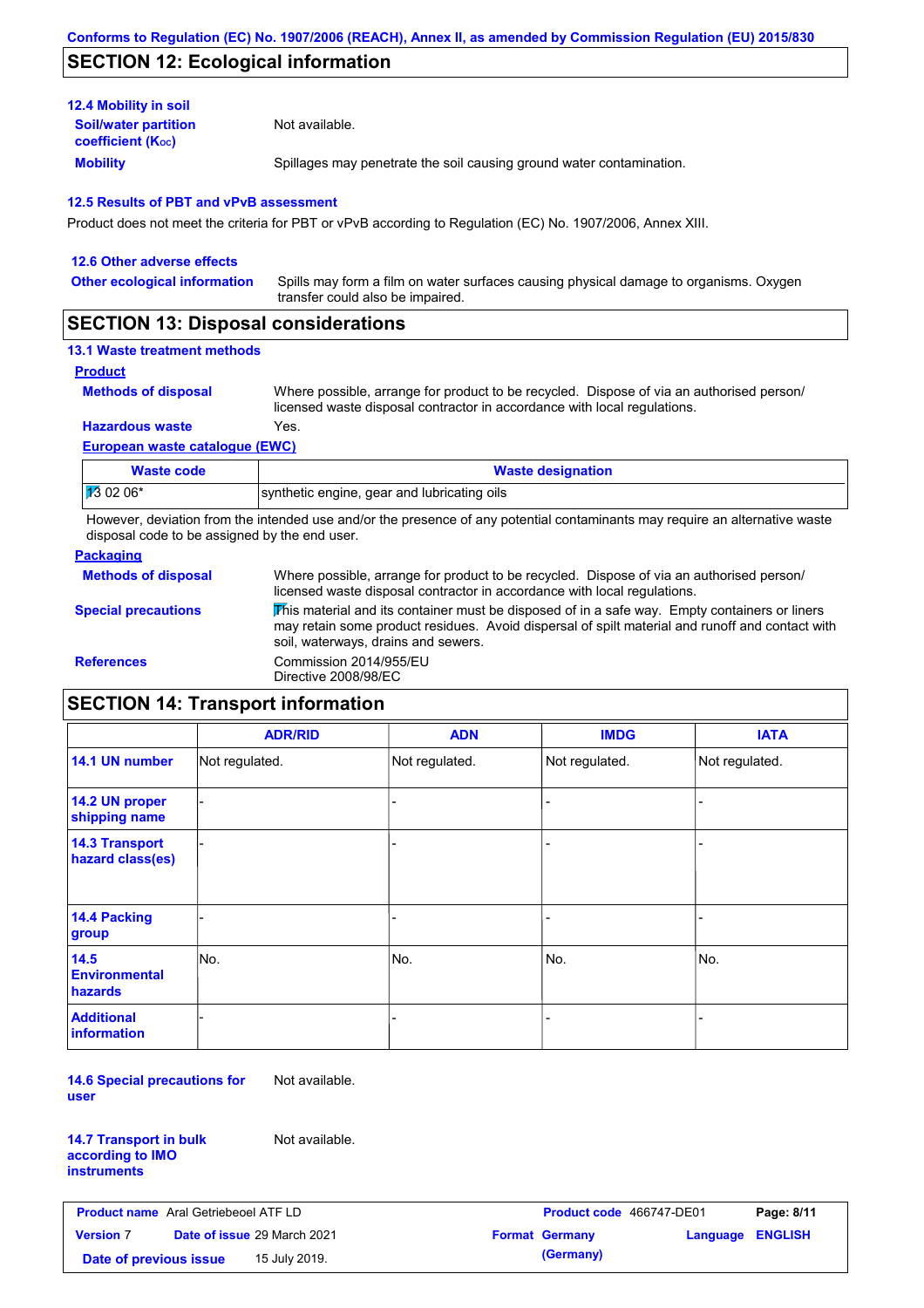Conforms to Regulation (EC) No. 1907/2006 (REACH), Annex II, as amended by Commission Regulation (EU) 2015/830

## SECTION 12: Ecological information

### 12.4 Mobility in soil

**Soil/water partition coefficient ($K_{OC}$)**: Not available.

**Mobility**: Spillages may penetrate the soil causing ground water contamination.

### 12.5 Results of PBT and vPvB assessment

Product does not meet the criteria for PBT or vPvB according to Regulation (EC) No. 1907/2006, Annex XIII.

### 12.6 Other adverse effects

**Other ecological information**: Spills may form a film on water surfaces causing physical damage to organisms. Oxygen transfer could also be impaired.

## SECTION 13: Disposal considerations

### 13.1 Waste treatment methods

**Product**

**Methods of disposal**: Where possible, arrange for product to be recycled. Dispose of via an authorised person/ licensed waste disposal contractor in accordance with local regulations.

**Hazardous waste**: Yes.

**European waste catalogue (EWC)**

| Waste code | Waste designation |
|---|---|
| 13 02 06* | synthetic engine, gear and lubricating oils |

However, deviation from the intended use and/or the presence of any potential contaminants may require an alternative waste disposal code to be assigned by the end user.

**Packaging**

**Methods of disposal**: Where possible, arrange for product to be recycled. Dispose of via an authorised person/ licensed waste disposal contractor in accordance with local regulations.

**Special precautions**: This material and its container must be disposed of in a safe way. Empty containers or liners may retain some product residues. Avoid dispersal of spilt material and runoff and contact with soil, waterways, drains and sewers.

**References**: Commission 2014/955/EU
Directive 2008/98/EC

## SECTION 14: Transport information

| | ADR/RID | ADN | IMDG | IATA |
|---|---|---|---|---|
| 14.1 UN number | Not regulated. | Not regulated. | Not regulated. | Not regulated. |
| 14.2 UN proper shipping name | - | - | - | - |
| 14.3 Transport hazard class(es) | - | - | - | - |
| 14.4 Packing group | - | - | - | - |
| 14.5 Environmental hazards | No. | No. | No. | No. |
| Additional information | - | - | - | - |

**14.6 Special precautions for user**: Not available.

**14.7 Transport in bulk according to IMO instruments**: Not available.

**Product name** Aral Getriebeoel ATF LD | **Product code** 466747-DE01
**Version** 7 | **Date of issue** 29 March 2021 | **Format** Germany (Germany) | **Language** ENGLISH
**Date of previous issue** 15 July 2019.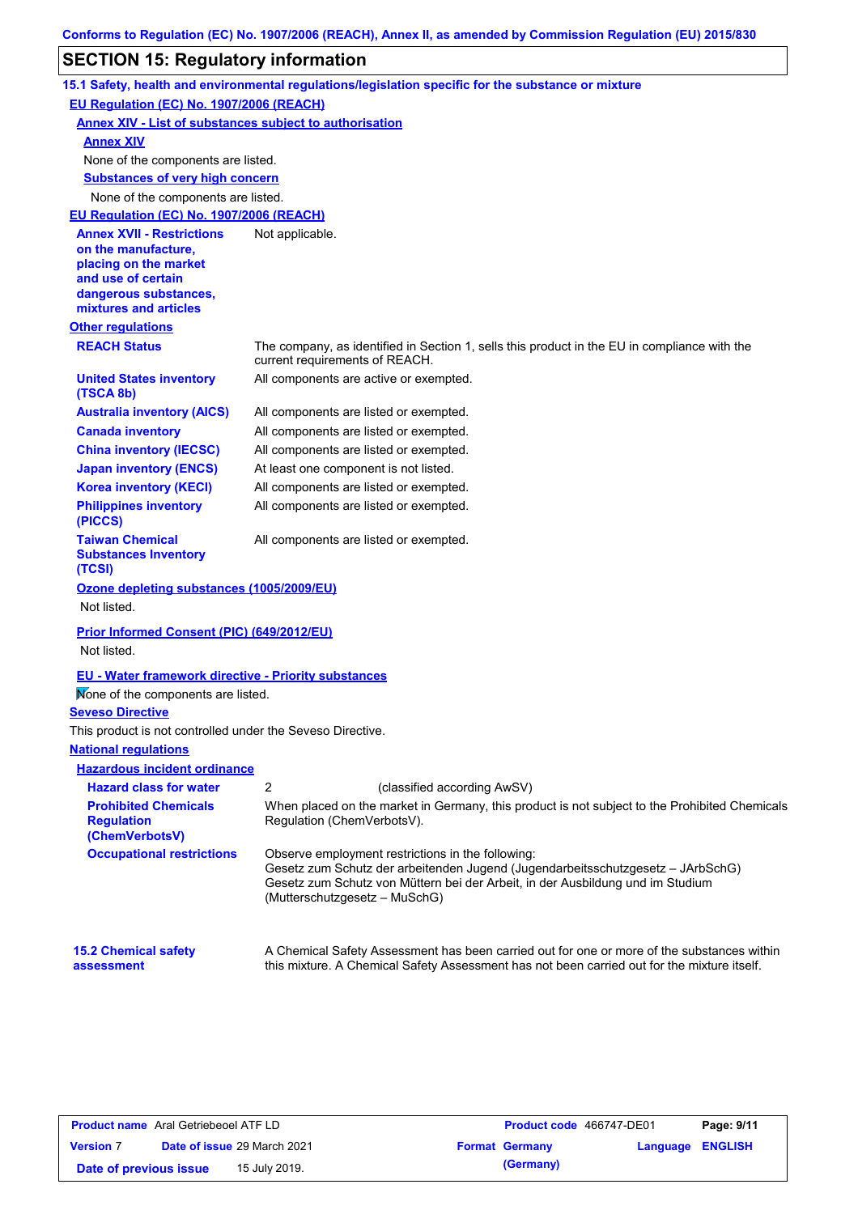Conforms to Regulation (EC) No. 1907/2006 (REACH), Annex II, as amended by Commission Regulation (EU) 2015/830

## SECTION 15: Regulatory information

### 15.1 Safety, health and environmental regulations/legislation specific for the substance or mixture

**EU Regulation (EC) No. 1907/2006 (REACH)**

**Annex XIV - List of substances subject to authorisation**

**Annex XIV**

None of the components are listed.

**Substances of very high concern**

None of the components are listed.

**EU Regulation (EC) No. 1907/2006 (REACH)**

| | |
|---|---|
| **Annex XVII - Restrictions on the manufacture, placing on the market and use of certain dangerous substances, mixtures and articles** | Not applicable. |

**Other regulations**

| | |
|---|---|
| **REACH Status** | The company, as identified in Section 1, sells this product in the EU in compliance with the current requirements of REACH. |
| **United States inventory (TSCA 8b)** | All components are active or exempted. |
| **Australia inventory (AICS)** | All components are listed or exempted. |
| **Canada inventory** | All components are listed or exempted. |
| **China inventory (IECSC)** | All components are listed or exempted. |
| **Japan inventory (ENCS)** | At least one component is not listed. |
| **Korea inventory (KECI)** | All components are listed or exempted. |
| **Philippines inventory (PICCS)** | All components are listed or exempted. |
| **Taiwan Chemical Substances Inventory (TCSI)** | All components are listed or exempted. |

**Ozone depleting substances (1005/2009/EU)**

Not listed.

**Prior Informed Consent (PIC) (649/2012/EU)**

Not listed.

**EU - Water framework directive - Priority substances**

None of the components are listed.

**Seveso Directive**

This product is not controlled under the Seveso Directive.

**National regulations**

**Hazardous incident ordinance**

| | |
|---|---|
| **Hazard class for water** | 2 (classified according AwSV) |
| **Prohibited Chemicals Regulation (ChemVerbotsV)** | When placed on the market in Germany, this product is not subject to the Prohibited Chemicals Regulation (ChemVerbotsV). |
| **Occupational restrictions** | Observe employment restrictions in the following:<br>Gesetz zum Schutz der arbeitenden Jugend (Jugendarbeitsschutzgesetz – JArbSchG)<br>Gesetz zum Schutz von Müttern bei der Arbeit, in der Ausbildung und im Studium (Mutterschutzgesetz – MuSchG) |

| | |
|---|---|
| **15.2 Chemical safety assessment** | A Chemical Safety Assessment has been carried out for one or more of the substances within this mixture. A Chemical Safety Assessment has not been carried out for the mixture itself. |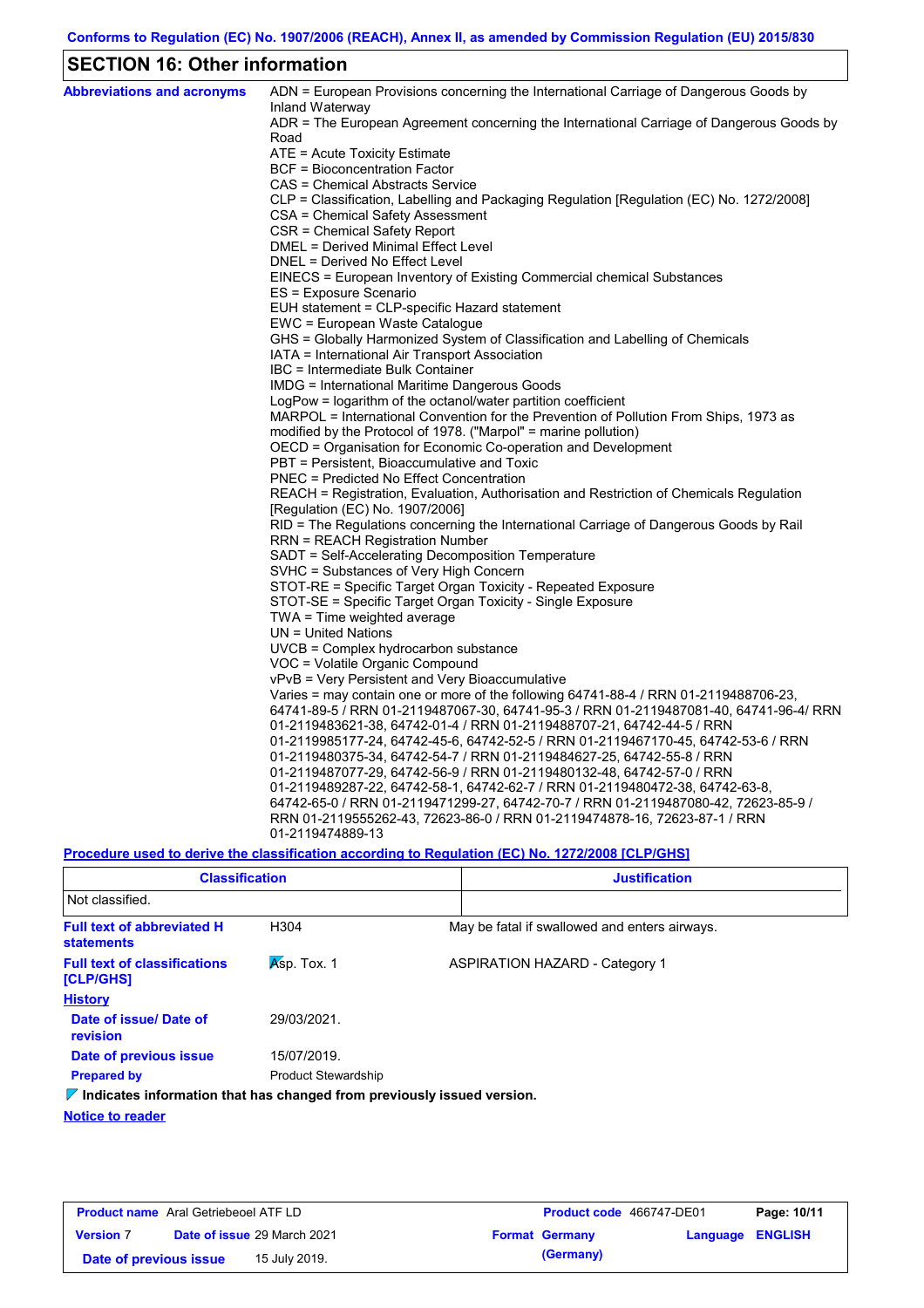Conforms to Regulation (EC) No. 1907/2006 (REACH), Annex II, as amended by Commission Regulation (EU) 2015/830

## SECTION 16: Other information

**Abbreviations and acronyms**

ADN = European Provisions concerning the International Carriage of Dangerous Goods by Inland Waterway
ADR = The European Agreement concerning the International Carriage of Dangerous Goods by Road
ATE = Acute Toxicity Estimate
BCF = Bioconcentration Factor
CAS = Chemical Abstracts Service
CLP = Classification, Labelling and Packaging Regulation [Regulation (EC) No. 1272/2008]
CSA = Chemical Safety Assessment
CSR = Chemical Safety Report
DMEL = Derived Minimal Effect Level
DNEL = Derived No Effect Level
EINECS = European Inventory of Existing Commercial chemical Substances
ES = Exposure Scenario
EUH statement = CLP-specific Hazard statement
EWC = European Waste Catalogue
GHS = Globally Harmonized System of Classification and Labelling of Chemicals
IATA = International Air Transport Association
IBC = Intermediate Bulk Container
IMDG = International Maritime Dangerous Goods
LogPow = logarithm of the octanol/water partition coefficient
MARPOL = International Convention for the Prevention of Pollution From Ships, 1973 as modified by the Protocol of 1978. ("Marpol" = marine pollution)
OECD = Organisation for Economic Co-operation and Development
PBT = Persistent, Bioaccumulative and Toxic
PNEC = Predicted No Effect Concentration
REACH = Registration, Evaluation, Authorisation and Restriction of Chemicals Regulation [Regulation (EC) No. 1907/2006]
RID = The Regulations concerning the International Carriage of Dangerous Goods by Rail
RRN = REACH Registration Number
SADT = Self-Accelerating Decomposition Temperature
SVHC = Substances of Very High Concern
STOT-RE = Specific Target Organ Toxicity - Repeated Exposure
STOT-SE = Specific Target Organ Toxicity - Single Exposure
TWA = Time weighted average
UN = United Nations
UVCB = Complex hydrocarbon substance
VOC = Volatile Organic Compound
vPvB = Very Persistent and Very Bioaccumulative
Varies = may contain one or more of the following 64741-88-4 / RRN 01-2119488706-23, 64741-89-5 / RRN 01-2119487067-30, 64741-95-3 / RRN 01-2119487081-40, 64741-96-4/ RRN 01-2119483621-38, 64742-01-4 / RRN 01-2119488707-21, 64742-44-5 / RRN 01-2119985177-24, 64742-45-6, 64742-52-5 / RRN 01-2119467170-45, 64742-53-6 / RRN 01-2119480375-34, 64742-54-7 / RRN 01-2119484627-25, 64742-55-8 / RRN 01-2119487077-29, 64742-56-9 / RRN 01-2119480132-48, 64742-57-0 / RRN 01-2119489287-22, 64742-58-1, 64742-62-7 / RRN 01-2119480472-38, 64742-63-8, 64742-65-0 / RRN 01-2119471299-27, 64742-70-7 / RRN 01-2119487080-42, 72623-85-9 / RRN 01-2119555262-43, 72623-86-0 / RRN 01-2119474878-16, 72623-87-1 / RRN 01-2119474889-13

**Procedure used to derive the classification according to Regulation (EC) No. 1272/2008 [CLP/GHS]**

| Classification | Justification |
|---|---|
| Not classified. | |

**Full text of abbreviated H statements**

H304 — May be fatal if swallowed and enters airways.

**Full text of classifications [CLP/GHS]**

Asp. Tox. 1 — ASPIRATION HAZARD - Category 1

**History**

**Date of issue/ Date of revision** 29/03/2021.

**Date of previous issue** 15/07/2019.

**Prepared by** Product Stewardship

**Indicates information that has changed from previously issued version.**

**Notice to reader**

| Product name Aral Getriebeoel ATF LD | | Product code 466747-DE01 | Page: 10/11 |
|---|---|---|---|
| Version 7 | Date of issue 29 March 2021 | Format Germany (Germany) | Language ENGLISH |
| Date of previous issue | 15 July 2019. | | |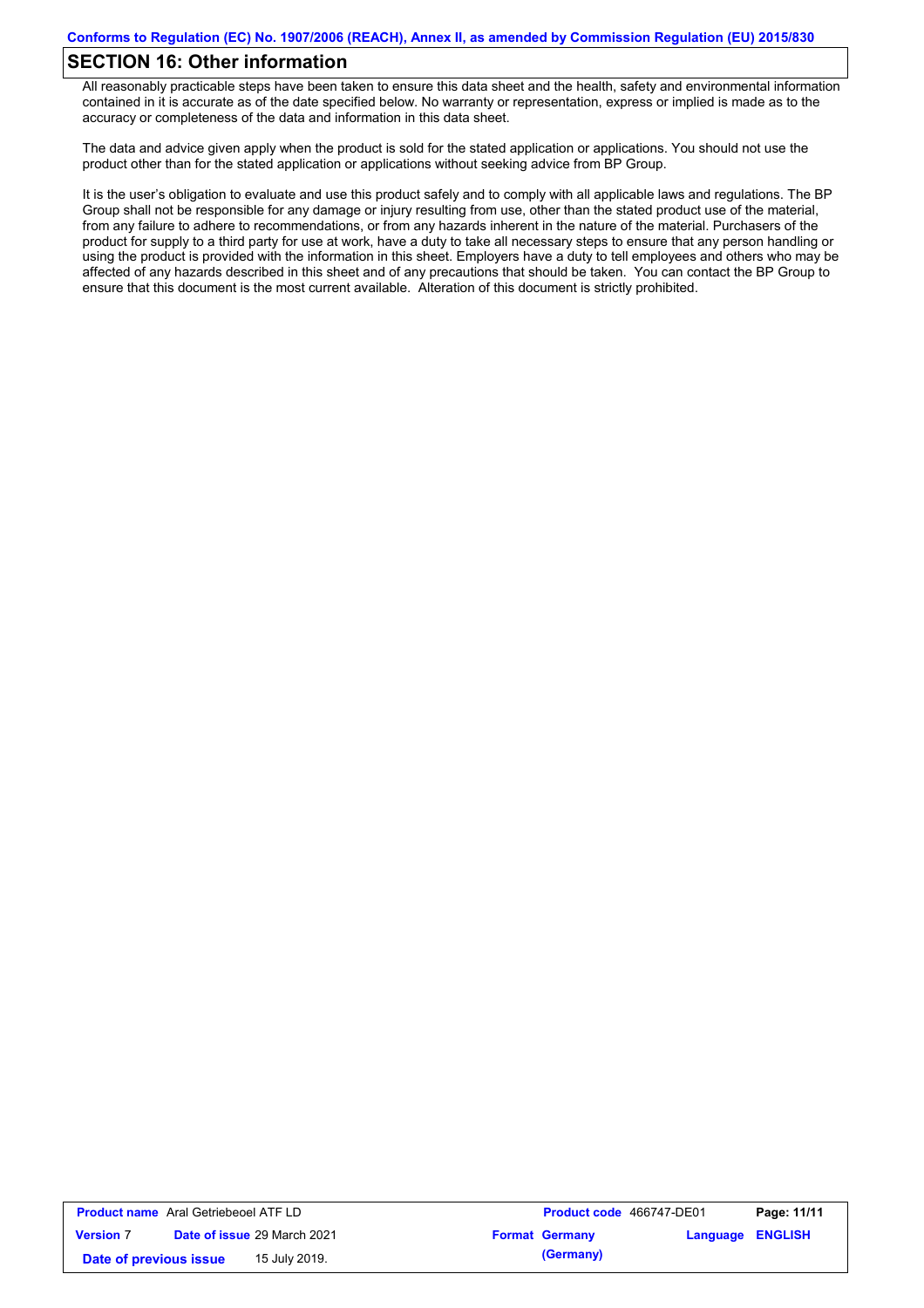## SECTION 16: Other information

All reasonably practicable steps have been taken to ensure this data sheet and the health, safety and environmental information contained in it is accurate as of the date specified below. No warranty or representation, express or implied is made as to the accuracy or completeness of the data and information in this data sheet.

The data and advice given apply when the product is sold for the stated application or applications. You should not use the product other than for the stated application or applications without seeking advice from BP Group.

It is the user's obligation to evaluate and use this product safely and to comply with all applicable laws and regulations. The BP Group shall not be responsible for any damage or injury resulting from use, other than the stated product use of the material, from any failure to adhere to recommendations, or from any hazards inherent in the nature of the material. Purchasers of the product for supply to a third party for use at work, have a duty to take all necessary steps to ensure that any person handling or using the product is provided with the information in this sheet. Employers have a duty to tell employees and others who may be affected of any hazards described in this sheet and of any precautions that should be taken. You can contact the BP Group to ensure that this document is the most current available. Alteration of this document is strictly prohibited.